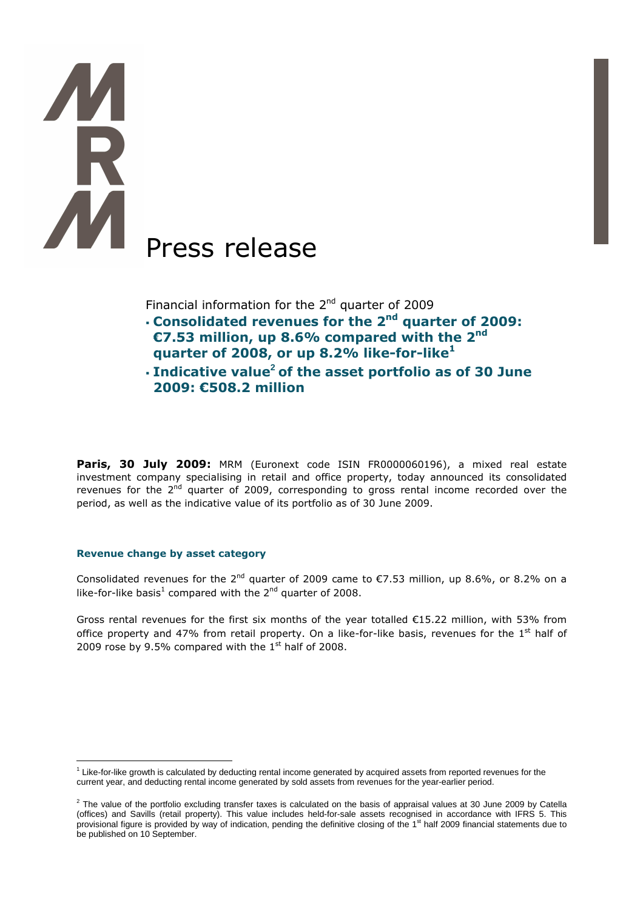# Press release

Financial information for the 2nd quarter of 2009

- **Consolidated revenues for the 2nd quarter of 2009: €7.53 million, up 8.6% compared with the 2nd quarter of 2008, or up 8.2% like-for-like[1]**
- **Indicative value[2] of the asset portfolio as of 30 June 2009: €508.2 million**

**Paris, 30 July 2009:** MRM (Euronext code ISIN FR0000060196), a mixed real estate investment company specialising in retail and office property, today announced its consolidated revenues for the 2nd quarter of 2009, corresponding to gross rental income recorded over the period, as well as the indicative value of its portfolio as of 30 June 2009.

### Revenue change by asset category

Consolidated revenues for the 2nd quarter of 2009 came to €7.53 million, up 8.6%, or 8.2% on a like-for-like basis[1] compared with the 2nd quarter of 2008.

Gross rental revenues for the first six months of the year totalled €15.22 million, with 53% from office property and 47% from retail property. On a like-for-like basis, revenues for the 1st half of 2009 rose by 9.5% compared with the 1st half of 2008.

---

[1] Like-for-like growth is calculated by deducting rental income generated by acquired assets from reported revenues for the current year, and deducting rental income generated by sold assets from revenues for the year-earlier period.

[2] The value of the portfolio excluding transfer taxes is calculated on the basis of appraisal values at 30 June 2009 by Catella (offices) and Savills (retail property). This value includes held-for-sale assets recognised in accordance with IFRS 5. This provisional figure is provided by way of indication, pending the definitive closing of the 1st half 2009 financial statements due to be published on 10 September.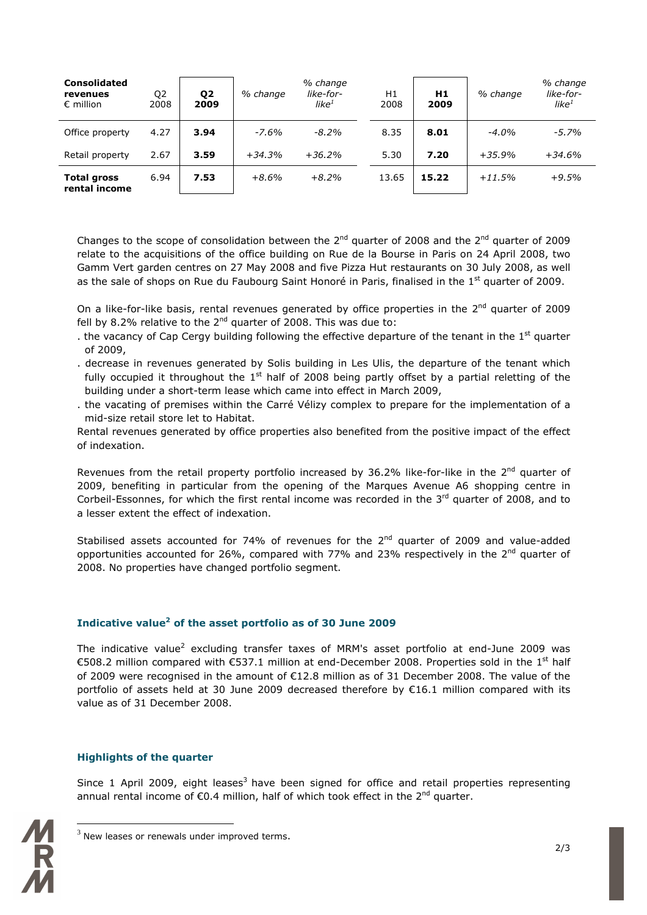| **Consolidated revenues** € million | Q2 2008 | **Q2 2009** | % change | % change like-for-like[1] | H1 2008 | **H1 2009** | % change | % change like-for-like[1] |
|---|---|---|---|---|---|---|---|---|
| Office property | 4.27 | **3.94** | *-7.6%* | *-8.2%* | 8.35 | **8.01** | *-4.0%* | *-5.7%* |
| Retail property | 2.67 | **3.59** | *+34.3%* | *+36.2%* | 5.30 | **7.20** | *+35.9%* | *+34.6%* |
| **Total gross rental income** | 6.94 | **7.53** | *+8.6%* | *+8.2%* | 13.65 | **15.22** | *+11.5%* | *+9.5%* |

Changes to the scope of consolidation between the 2nd quarter of 2008 and the 2nd quarter of 2009 relate to the acquisitions of the office building on Rue de la Bourse in Paris on 24 April 2008, two Gamm Vert garden centres on 27 May 2008 and five Pizza Hut restaurants on 30 July 2008, as well as the sale of shops on Rue du Faubourg Saint Honoré in Paris, finalised in the 1st quarter of 2009.

On a like-for-like basis, rental revenues generated by office properties in the 2nd quarter of 2009 fell by 8.2% relative to the 2nd quarter of 2008. This was due to:

- the vacancy of Cap Cergy building following the effective departure of the tenant in the 1st quarter of 2009,
- decrease in revenues generated by Solis building in Les Ulis, the departure of the tenant which fully occupied it throughout the 1st half of 2008 being partly offset by a partial reletting of the building under a short-term lease which came into effect in March 2009,
- the vacating of premises within the Carré Vélizy complex to prepare for the implementation of a mid-size retail store let to Habitat.

Rental revenues generated by office properties also benefited from the positive impact of the effect of indexation.

Revenues from the retail property portfolio increased by 36.2% like-for-like in the 2nd quarter of 2009, benefiting in particular from the opening of the Marques Avenue A6 shopping centre in Corbeil-Essonnes, for which the first rental income was recorded in the 3rd quarter of 2008, and to a lesser extent the effect of indexation.

Stabilised assets accounted for 74% of revenues for the 2nd quarter of 2009 and value-added opportunities accounted for 26%, compared with 77% and 23% respectively in the 2nd quarter of 2008. No properties have changed portfolio segment.

## Indicative value[2] of the asset portfolio as of 30 June 2009

The indicative value[2] excluding transfer taxes of MRM's asset portfolio at end-June 2009 was €508.2 million compared with €537.1 million at end-December 2008. Properties sold in the 1st half of 2009 were recognised in the amount of €12.8 million as of 31 December 2008. The value of the portfolio of assets held at 30 June 2009 decreased therefore by €16.1 million compared with its value as of 31 December 2008.

## Highlights of the quarter

Since 1 April 2009, eight leases[3] have been signed for office and retail properties representing annual rental income of €0.4 million, half of which took effect in the 2nd quarter.

[3] New leases or renewals under improved terms.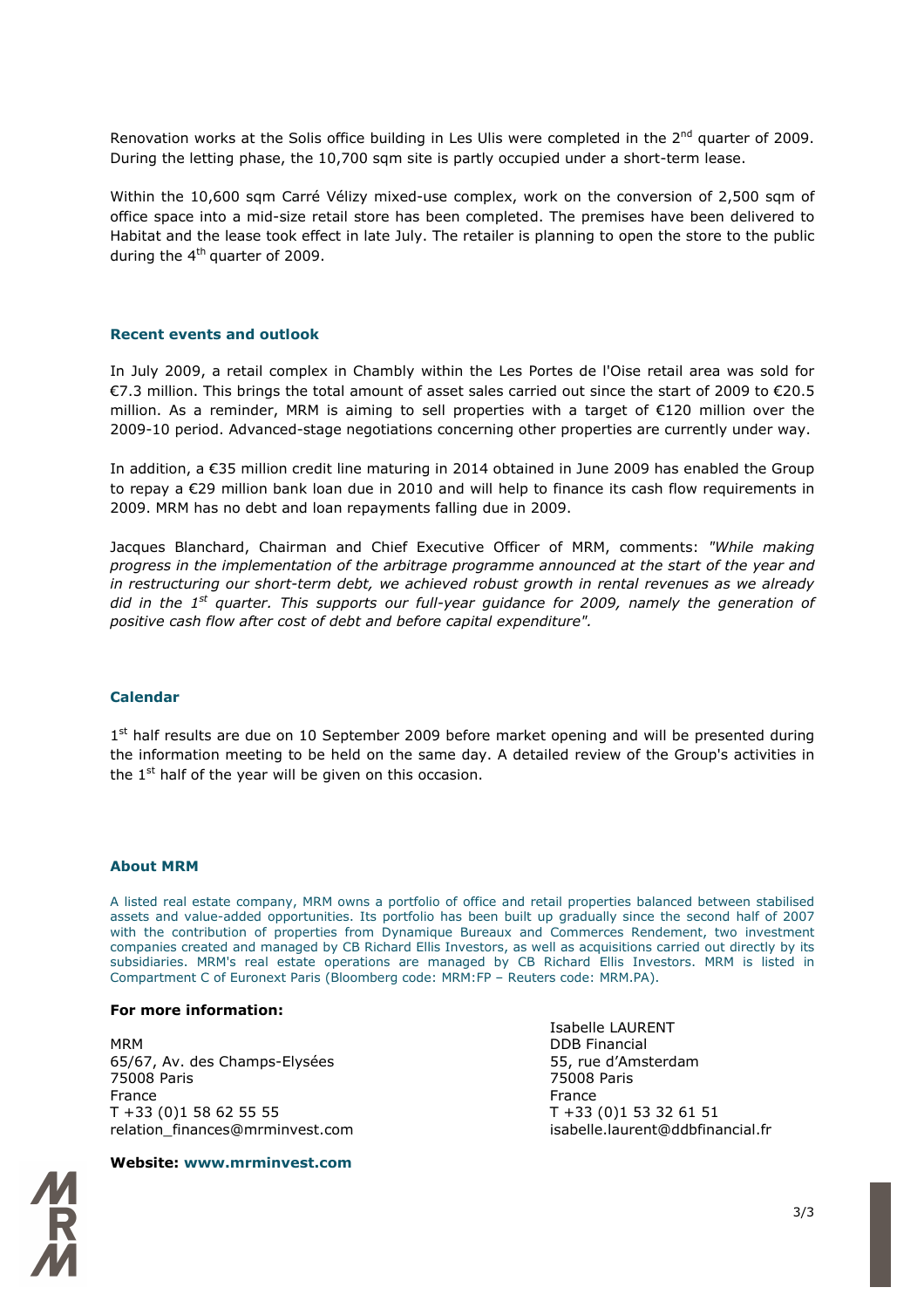Renovation works at the Solis office building in Les Ulis were completed in the 2nd quarter of 2009. During the letting phase, the 10,700 sqm site is partly occupied under a short-term lease.

Within the 10,600 sqm Carré Vélizy mixed-use complex, work on the conversion of 2,500 sqm of office space into a mid-size retail store has been completed. The premises have been delivered to Habitat and the lease took effect in late July. The retailer is planning to open the store to the public during the 4th quarter of 2009.

## Recent events and outlook

In July 2009, a retail complex in Chambly within the Les Portes de l'Oise retail area was sold for €7.3 million. This brings the total amount of asset sales carried out since the start of 2009 to €20.5 million. As a reminder, MRM is aiming to sell properties with a target of €120 million over the 2009-10 period. Advanced-stage negotiations concerning other properties are currently under way.

In addition, a €35 million credit line maturing in 2014 obtained in June 2009 has enabled the Group to repay a €29 million bank loan due in 2010 and will help to finance its cash flow requirements in 2009. MRM has no debt and loan repayments falling due in 2009.

Jacques Blanchard, Chairman and Chief Executive Officer of MRM, comments: *"While making progress in the implementation of the arbitrage programme announced at the start of the year and in restructuring our short-term debt, we achieved robust growth in rental revenues as we already did in the 1st quarter. This supports our full-year guidance for 2009, namely the generation of positive cash flow after cost of debt and before capital expenditure".*

## Calendar

1st half results are due on 10 September 2009 before market opening and will be presented during the information meeting to be held on the same day. A detailed review of the Group's activities in the 1st half of the year will be given on this occasion.

## About MRM

A listed real estate company, MRM owns a portfolio of office and retail properties balanced between stabilised assets and value-added opportunities. Its portfolio has been built up gradually since the second half of 2007 with the contribution of properties from Dynamique Bureaux and Commerces Rendement, two investment companies created and managed by CB Richard Ellis Investors, as well as acquisitions carried out directly by its subsidiaries. MRM's real estate operations are managed by CB Richard Ellis Investors. MRM is listed in Compartment C of Euronext Paris (Bloomberg code: MRM:FP – Reuters code: MRM.PA).

**For more information:**

MRM
65/67, Av. des Champs-Elysées
75008 Paris
France
T +33 (0)1 58 62 55 55
relation_finances@mrminvest.com

Isabelle LAURENT
DDB Financial
55, rue d'Amsterdam
75008 Paris
France
T +33 (0)1 53 32 61 51
isabelle.laurent@ddbfinancial.fr

**Website: www.mrminvest.com**